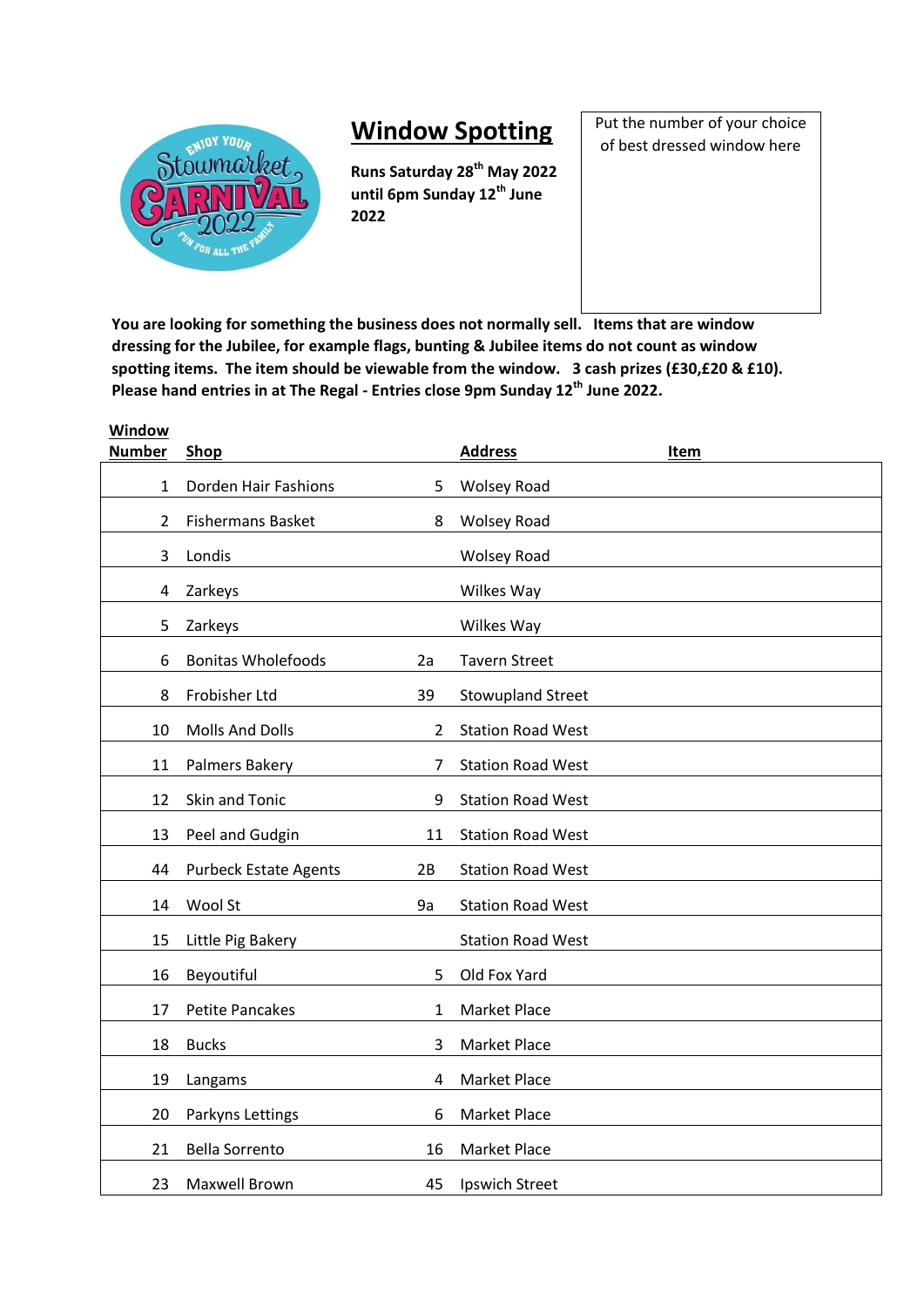# Window Spotting

**Runs Saturday 28th May 2022 until 6pm Sunday 12th June 2022**

Put the number of your choice of best dressed window here

**You are looking for something the business does not normally sell. Items that are window dressing for the Jubilee, for example flags, bunting & Jubilee items do not count as window spotting items. The item should be viewable from the window. 3 cash prizes (£30,£20 & £10). Please hand entries in at The Regal - Entries close 9pm Sunday 12th June 2022.**

| Window Number | Shop | | Address | Item |
|---|---|---|---|---|
| 1 | Dorden Hair Fashions | 5 | Wolsey Road | |
| 2 | Fishermans Basket | 8 | Wolsey Road | |
| 3 | Londis | | Wolsey Road | |
| 4 | Zarkeys | | Wilkes Way | |
| 5 | Zarkeys | | Wilkes Way | |
| 6 | Bonitas Wholefoods | 2a | Tavern Street | |
| 8 | Frobisher Ltd | 39 | Stowupland Street | |
| 10 | Molls And Dolls | 2 | Station Road West | |
| 11 | Palmers Bakery | 7 | Station Road West | |
| 12 | Skin and Tonic | 9 | Station Road West | |
| 13 | Peel and Gudgin | 11 | Station Road West | |
| 44 | Purbeck Estate Agents | 2B | Station Road West | |
| 14 | Wool St | 9a | Station Road West | |
| 15 | Little Pig Bakery | | Station Road West | |
| 16 | Beyoutiful | 5 | Old Fox Yard | |
| 17 | Petite Pancakes | 1 | Market Place | |
| 18 | Bucks | 3 | Market Place | |
| 19 | Langams | 4 | Market Place | |
| 20 | Parkyns Lettings | 6 | Market Place | |
| 21 | Bella Sorrento | 16 | Market Place | |
| 23 | Maxwell Brown | 45 | Ipswich Street | |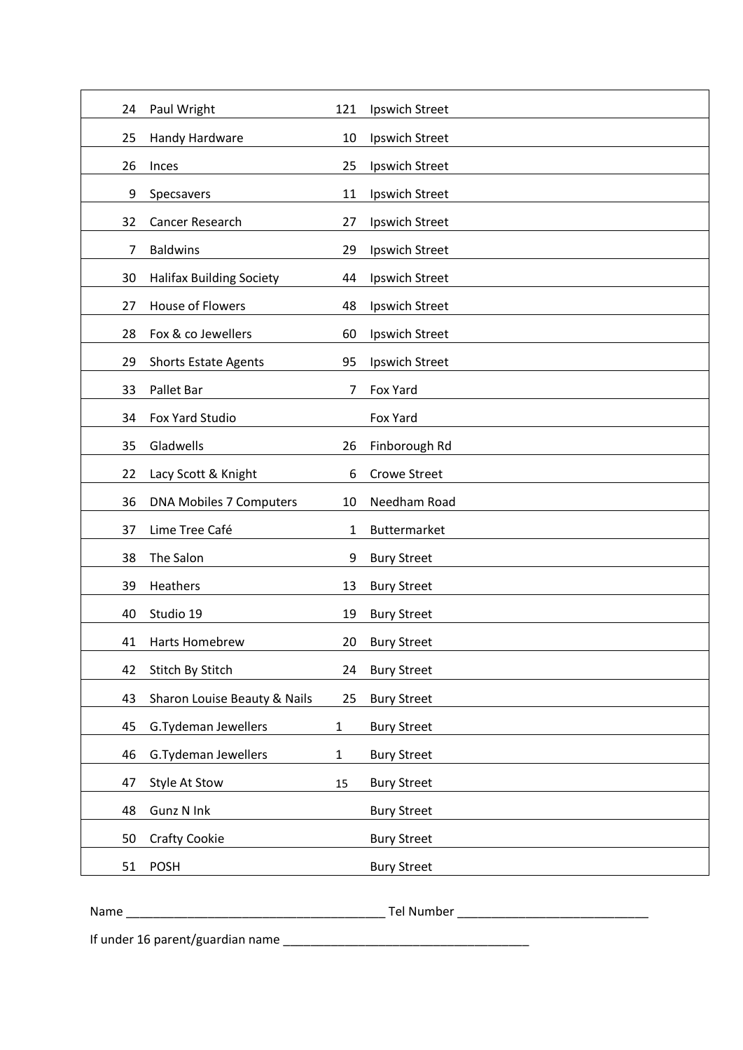| | | | |
|---|---|---|---|
| 24 | Paul Wright | 121 | Ipswich Street |
| 25 | Handy Hardware | 10 | Ipswich Street |
| 26 | Inces | 25 | Ipswich Street |
| 9 | Specsavers | 11 | Ipswich Street |
| 32 | Cancer Research | 27 | Ipswich Street |
| 7 | Baldwins | 29 | Ipswich Street |
| 30 | Halifax Building Society | 44 | Ipswich Street |
| 27 | House of Flowers | 48 | Ipswich Street |
| 28 | Fox & co Jewellers | 60 | Ipswich Street |
| 29 | Shorts Estate Agents | 95 | Ipswich Street |
| 33 | Pallet Bar | 7 | Fox Yard |
| 34 | Fox Yard Studio | | Fox Yard |
| 35 | Gladwells | 26 | Finborough Rd |
| 22 | Lacy Scott & Knight | 6 | Crowe Street |
| 36 | DNA Mobiles 7 Computers | 10 | Needham Road |
| 37 | Lime Tree Café | 1 | Buttermarket |
| 38 | The Salon | 9 | Bury Street |
| 39 | Heathers | 13 | Bury Street |
| 40 | Studio 19 | 19 | Bury Street |
| 41 | Harts Homebrew | 20 | Bury Street |
| 42 | Stitch By Stitch | 24 | Bury Street |
| 43 | Sharon Louise Beauty & Nails | 25 | Bury Street |
| 45 | G.Tydeman Jewellers | 1 | Bury Street |
| 46 | G.Tydeman Jewellers | 1 | Bury Street |
| 47 | Style At Stow | 15 | Bury Street |
| 48 | Gunz N Ink | | Bury Street |
| 50 | Crafty Cookie | | Bury Street |
| 51 | POSH | | Bury Street |

Name _______________________________________ Tel Number _____________________________

If under 16 parent/guardian name _____________________________________